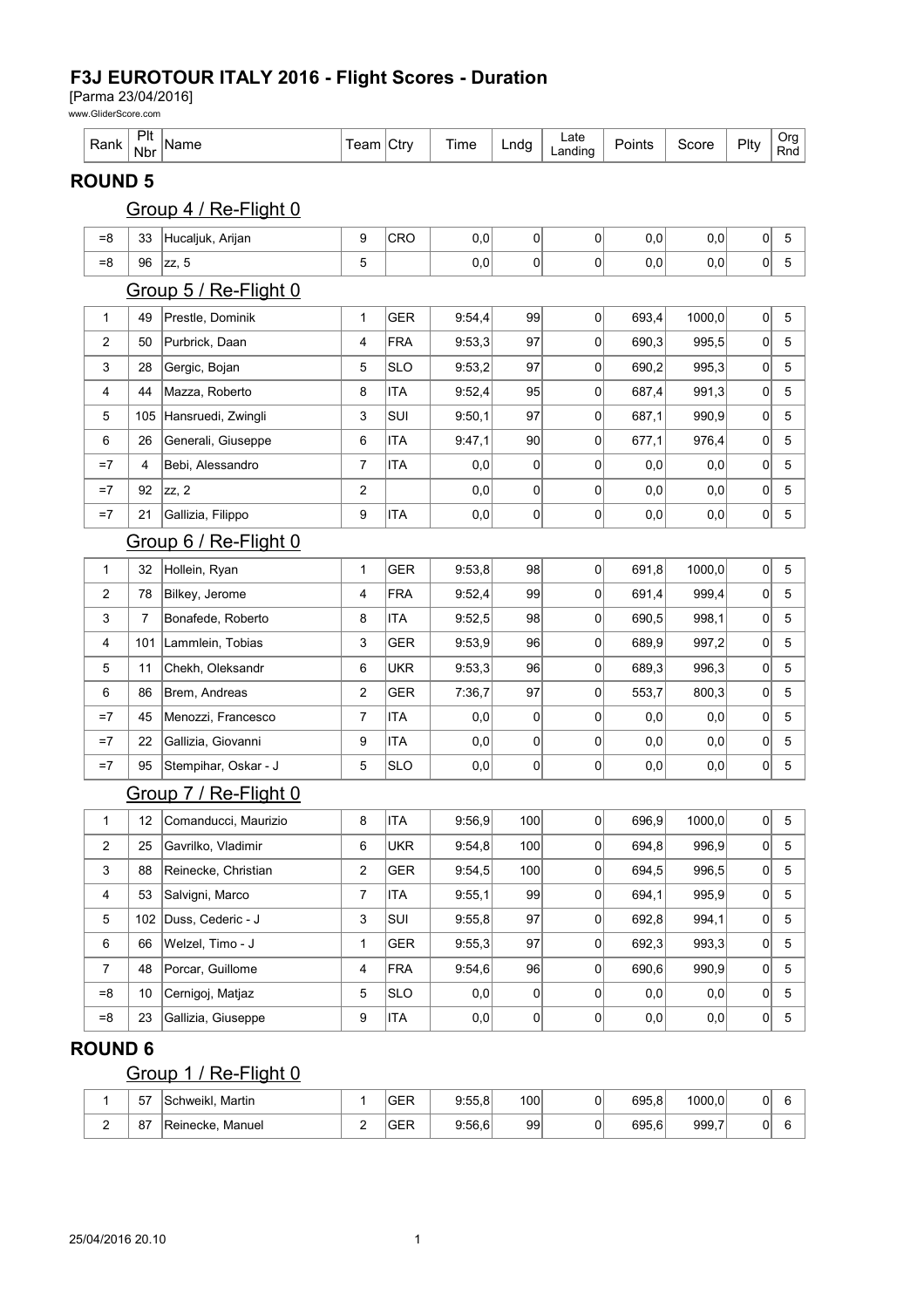# F3J EUROTOUR ITALY 2016 - Flight Scores - Duration

[Parma 23/04/2016]

www.GliderScore.com

| Rank | Plt Nbr | Name | Team | Ctry | Time | Lndg | Late Landing | Points | Score | Plty | Org Rnd |
|---|---|---|---|---|---|---|---|---|---|---|---|

## ROUND 5

### Group 4 / Re-Flight 0

| Rank | Plt Nbr | Name | Team | Ctry | Time | Lndg | Late Landing | Points | Score | Plty | Org Rnd |
|---|---|---|---|---|---|---|---|---|---|---|---|
| =8 | 33 | Hucaljuk, Arijan | 9 | CRO | 0,0 | 0 | 0 | 0,0 | 0,0 | 0 | 5 |
| =8 | 96 | zz, 5 | 5 | | 0,0 | 0 | 0 | 0,0 | 0,0 | 0 | 5 |

### Group 5 / Re-Flight 0

| Rank | Plt Nbr | Name | Team | Ctry | Time | Lndg | Late Landing | Points | Score | Plty | Org Rnd |
|---|---|---|---|---|---|---|---|---|---|---|---|
| 1 | 49 | Prestle, Dominik | 1 | GER | 9:54,4 | 99 | 0 | 693,4 | 1000,0 | 0 | 5 |
| 2 | 50 | Purbrick, Daan | 4 | FRA | 9:53,3 | 97 | 0 | 690,3 | 995,5 | 0 | 5 |
| 3 | 28 | Gergic, Bojan | 5 | SLO | 9:53,2 | 97 | 0 | 690,2 | 995,3 | 0 | 5 |
| 4 | 44 | Mazza, Roberto | 8 | ITA | 9:52,4 | 95 | 0 | 687,4 | 991,3 | 0 | 5 |
| 5 | 105 | Hansruedi, Zwingli | 3 | SUI | 9:50,1 | 97 | 0 | 687,1 | 990,9 | 0 | 5 |
| 6 | 26 | Generali, Giuseppe | 6 | ITA | 9:47,1 | 90 | 0 | 677,1 | 976,4 | 0 | 5 |
| =7 | 4 | Bebi, Alessandro | 7 | ITA | 0,0 | 0 | 0 | 0,0 | 0,0 | 0 | 5 |
| =7 | 92 | zz, 2 | 2 | | 0,0 | 0 | 0 | 0,0 | 0,0 | 0 | 5 |
| =7 | 21 | Gallizia, Filippo | 9 | ITA | 0,0 | 0 | 0 | 0,0 | 0,0 | 0 | 5 |

### Group 6 / Re-Flight 0

| Rank | Plt Nbr | Name | Team | Ctry | Time | Lndg | Late Landing | Points | Score | Plty | Org Rnd |
|---|---|---|---|---|---|---|---|---|---|---|---|
| 1 | 32 | Hollein, Ryan | 1 | GER | 9:53,8 | 98 | 0 | 691,8 | 1000,0 | 0 | 5 |
| 2 | 78 | Bilkey, Jerome | 4 | FRA | 9:52,4 | 99 | 0 | 691,4 | 999,4 | 0 | 5 |
| 3 | 7 | Bonafede, Roberto | 8 | ITA | 9:52,5 | 98 | 0 | 690,5 | 998,1 | 0 | 5 |
| 4 | 101 | Lammlein, Tobias | 3 | GER | 9:53,9 | 96 | 0 | 689,9 | 997,2 | 0 | 5 |
| 5 | 11 | Chekh, Oleksandr | 6 | UKR | 9:53,3 | 96 | 0 | 689,3 | 996,3 | 0 | 5 |
| 6 | 86 | Brem, Andreas | 2 | GER | 7:36,7 | 97 | 0 | 553,7 | 800,3 | 0 | 5 |
| =7 | 45 | Menozzi, Francesco | 7 | ITA | 0,0 | 0 | 0 | 0,0 | 0,0 | 0 | 5 |
| =7 | 22 | Gallizia, Giovanni | 9 | ITA | 0,0 | 0 | 0 | 0,0 | 0,0 | 0 | 5 |
| =7 | 95 | Stempihar, Oskar - J | 5 | SLO | 0,0 | 0 | 0 | 0,0 | 0,0 | 0 | 5 |

### Group 7 / Re-Flight 0

| Rank | Plt Nbr | Name | Team | Ctry | Time | Lndg | Late Landing | Points | Score | Plty | Org Rnd |
|---|---|---|---|---|---|---|---|---|---|---|---|
| 1 | 12 | Comanducci, Maurizio | 8 | ITA | 9:56,9 | 100 | 0 | 696,9 | 1000,0 | 0 | 5 |
| 2 | 25 | Gavrilko, Vladimir | 6 | UKR | 9:54,8 | 100 | 0 | 694,8 | 996,9 | 0 | 5 |
| 3 | 88 | Reinecke, Christian | 2 | GER | 9:54,5 | 100 | 0 | 694,5 | 996,5 | 0 | 5 |
| 4 | 53 | Salvigni, Marco | 7 | ITA | 9:55,1 | 99 | 0 | 694,1 | 995,9 | 0 | 5 |
| 5 | 102 | Duss, Cederic - J | 3 | SUI | 9:55,8 | 97 | 0 | 692,8 | 994,1 | 0 | 5 |
| 6 | 66 | Welzel, Timo - J | 1 | GER | 9:55,3 | 97 | 0 | 692,3 | 993,3 | 0 | 5 |
| 7 | 48 | Porcar, Guillome | 4 | FRA | 9:54,6 | 96 | 0 | 690,6 | 990,9 | 0 | 5 |
| =8 | 10 | Cernigoj, Matjaz | 5 | SLO | 0,0 | 0 | 0 | 0,0 | 0,0 | 0 | 5 |
| =8 | 23 | Gallizia, Giuseppe | 9 | ITA | 0,0 | 0 | 0 | 0,0 | 0,0 | 0 | 5 |

## ROUND 6

### Group 1 / Re-Flight 0

| Rank | Plt Nbr | Name | Team | Ctry | Time | Lndg | Late Landing | Points | Score | Plty | Org Rnd |
|---|---|---|---|---|---|---|---|---|---|---|---|
| 1 | 57 | Schweikl, Martin | 1 | GER | 9:55,8 | 100 | 0 | 695,8 | 1000,0 | 0 | 6 |
| 2 | 87 | Reinecke, Manuel | 2 | GER | 9:56,6 | 99 | 0 | 695,6 | 999,7 | 0 | 6 |

25/04/2016 20.10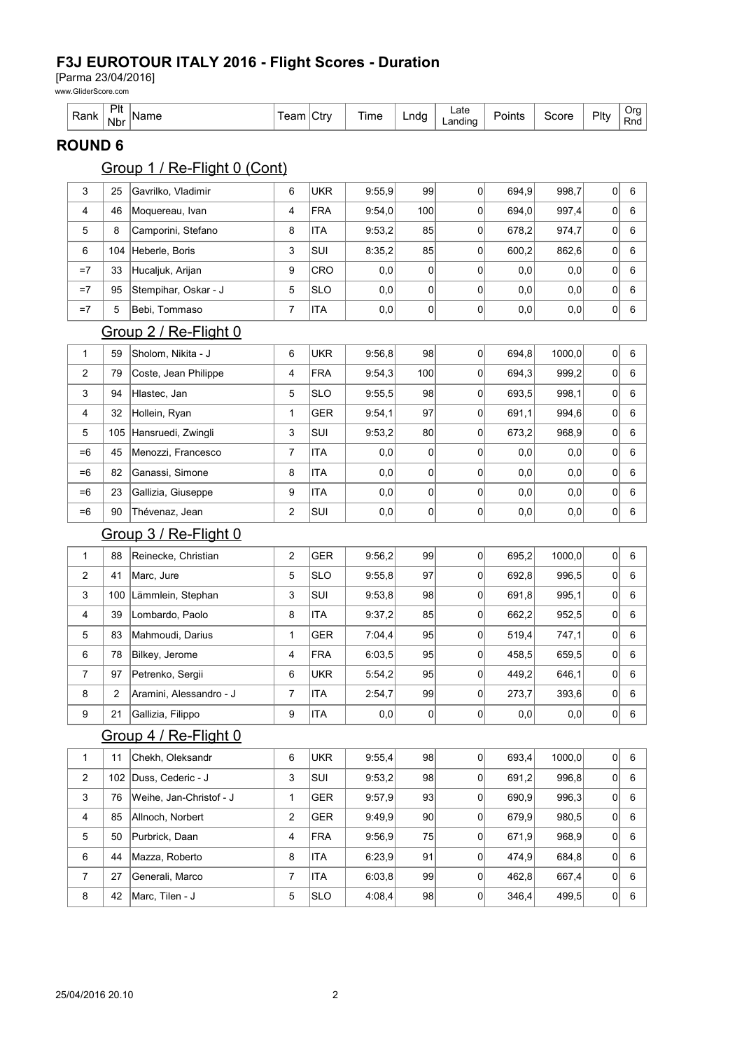# F3J EUROTOUR ITALY 2016 - Flight Scores - Duration

[Parma 23/04/2016]

www.GliderScore.com

## ROUND 6

### Group 1 / Re-Flight 0 (Cont)

| Rank | Plt Nbr | Name | Team | Ctry | Time | Lndg | Late Landing | Points | Score | Plty | Org Rnd |
|---|---|---|---|---|---|---|---|---|---|---|---|
| 3 | 25 | Gavrilko, Vladimir | 6 | UKR | 9:55,9 | 99 | 0 | 694,9 | 998,7 | 0 | 6 |
| 4 | 46 | Moquereau, Ivan | 4 | FRA | 9:54,0 | 100 | 0 | 694,0 | 997,4 | 0 | 6 |
| 5 | 8 | Camporini, Stefano | 8 | ITA | 9:53,2 | 85 | 0 | 678,2 | 974,7 | 0 | 6 |
| 6 | 104 | Heberle, Boris | 3 | SUI | 8:35,2 | 85 | 0 | 600,2 | 862,6 | 0 | 6 |
| =7 | 33 | Hucaljuk, Arijan | 9 | CRO | 0,0 | 0 | 0 | 0,0 | 0,0 | 0 | 6 |
| =7 | 95 | Stempihar, Oskar - J | 5 | SLO | 0,0 | 0 | 0 | 0,0 | 0,0 | 0 | 6 |
| =7 | 5 | Bebi, Tommaso | 7 | ITA | 0,0 | 0 | 0 | 0,0 | 0,0 | 0 | 6 |

### Group 2 / Re-Flight 0

| Rank | Plt Nbr | Name | Team | Ctry | Time | Lndg | Late Landing | Points | Score | Plty | Org Rnd |
|---|---|---|---|---|---|---|---|---|---|---|---|
| 1 | 59 | Sholom, Nikita - J | 6 | UKR | 9:56,8 | 98 | 0 | 694,8 | 1000,0 | 0 | 6 |
| 2 | 79 | Coste, Jean Philippe | 4 | FRA | 9:54,3 | 100 | 0 | 694,3 | 999,2 | 0 | 6 |
| 3 | 94 | Hlastec, Jan | 5 | SLO | 9:55,5 | 98 | 0 | 693,5 | 998,1 | 0 | 6 |
| 4 | 32 | Hollein, Ryan | 1 | GER | 9:54,1 | 97 | 0 | 691,1 | 994,6 | 0 | 6 |
| 5 | 105 | Hansruedi, Zwingli | 3 | SUI | 9:53,2 | 80 | 0 | 673,2 | 968,9 | 0 | 6 |
| =6 | 45 | Menozzi, Francesco | 7 | ITA | 0,0 | 0 | 0 | 0,0 | 0,0 | 0 | 6 |
| =6 | 82 | Ganassi, Simone | 8 | ITA | 0,0 | 0 | 0 | 0,0 | 0,0 | 0 | 6 |
| =6 | 23 | Gallizia, Giuseppe | 9 | ITA | 0,0 | 0 | 0 | 0,0 | 0,0 | 0 | 6 |
| =6 | 90 | Thévenaz, Jean | 2 | SUI | 0,0 | 0 | 0 | 0,0 | 0,0 | 0 | 6 |

### Group 3 / Re-Flight 0

| Rank | Plt Nbr | Name | Team | Ctry | Time | Lndg | Late Landing | Points | Score | Plty | Org Rnd |
|---|---|---|---|---|---|---|---|---|---|---|---|
| 1 | 88 | Reinecke, Christian | 2 | GER | 9:56,2 | 99 | 0 | 695,2 | 1000,0 | 0 | 6 |
| 2 | 41 | Marc, Jure | 5 | SLO | 9:55,8 | 97 | 0 | 692,8 | 996,5 | 0 | 6 |
| 3 | 100 | Lämmlein, Stephan | 3 | SUI | 9:53,8 | 98 | 0 | 691,8 | 995,1 | 0 | 6 |
| 4 | 39 | Lombardo, Paolo | 8 | ITA | 9:37,2 | 85 | 0 | 662,2 | 952,5 | 0 | 6 |
| 5 | 83 | Mahmoudi, Darius | 1 | GER | 7:04,4 | 95 | 0 | 519,4 | 747,1 | 0 | 6 |
| 6 | 78 | Bilkey, Jerome | 4 | FRA | 6:03,5 | 95 | 0 | 458,5 | 659,5 | 0 | 6 |
| 7 | 97 | Petrenko, Sergii | 6 | UKR | 5:54,2 | 95 | 0 | 449,2 | 646,1 | 0 | 6 |
| 8 | 2 | Aramini, Alessandro - J | 7 | ITA | 2:54,7 | 99 | 0 | 273,7 | 393,6 | 0 | 6 |
| 9 | 21 | Gallizia, Filippo | 9 | ITA | 0,0 | 0 | 0 | 0,0 | 0,0 | 0 | 6 |

### Group 4 / Re-Flight 0

| Rank | Plt Nbr | Name | Team | Ctry | Time | Lndg | Late Landing | Points | Score | Plty | Org Rnd |
|---|---|---|---|---|---|---|---|---|---|---|---|
| 1 | 11 | Chekh, Oleksandr | 6 | UKR | 9:55,4 | 98 | 0 | 693,4 | 1000,0 | 0 | 6 |
| 2 | 102 | Duss, Cederic - J | 3 | SUI | 9:53,2 | 98 | 0 | 691,2 | 996,8 | 0 | 6 |
| 3 | 76 | Weihe, Jan-Christof - J | 1 | GER | 9:57,9 | 93 | 0 | 690,9 | 996,3 | 0 | 6 |
| 4 | 85 | Allnoch, Norbert | 2 | GER | 9:49,9 | 90 | 0 | 679,9 | 980,5 | 0 | 6 |
| 5 | 50 | Purbrick, Daan | 4 | FRA | 9:56,9 | 75 | 0 | 671,9 | 968,9 | 0 | 6 |
| 6 | 44 | Mazza, Roberto | 8 | ITA | 6:23,9 | 91 | 0 | 474,9 | 684,8 | 0 | 6 |
| 7 | 27 | Generali, Marco | 7 | ITA | 6:03,8 | 99 | 0 | 462,8 | 667,4 | 0 | 6 |
| 8 | 42 | Marc, Tilen - J | 5 | SLO | 4:08,4 | 98 | 0 | 346,4 | 499,5 | 0 | 6 |

25/04/2016 20.10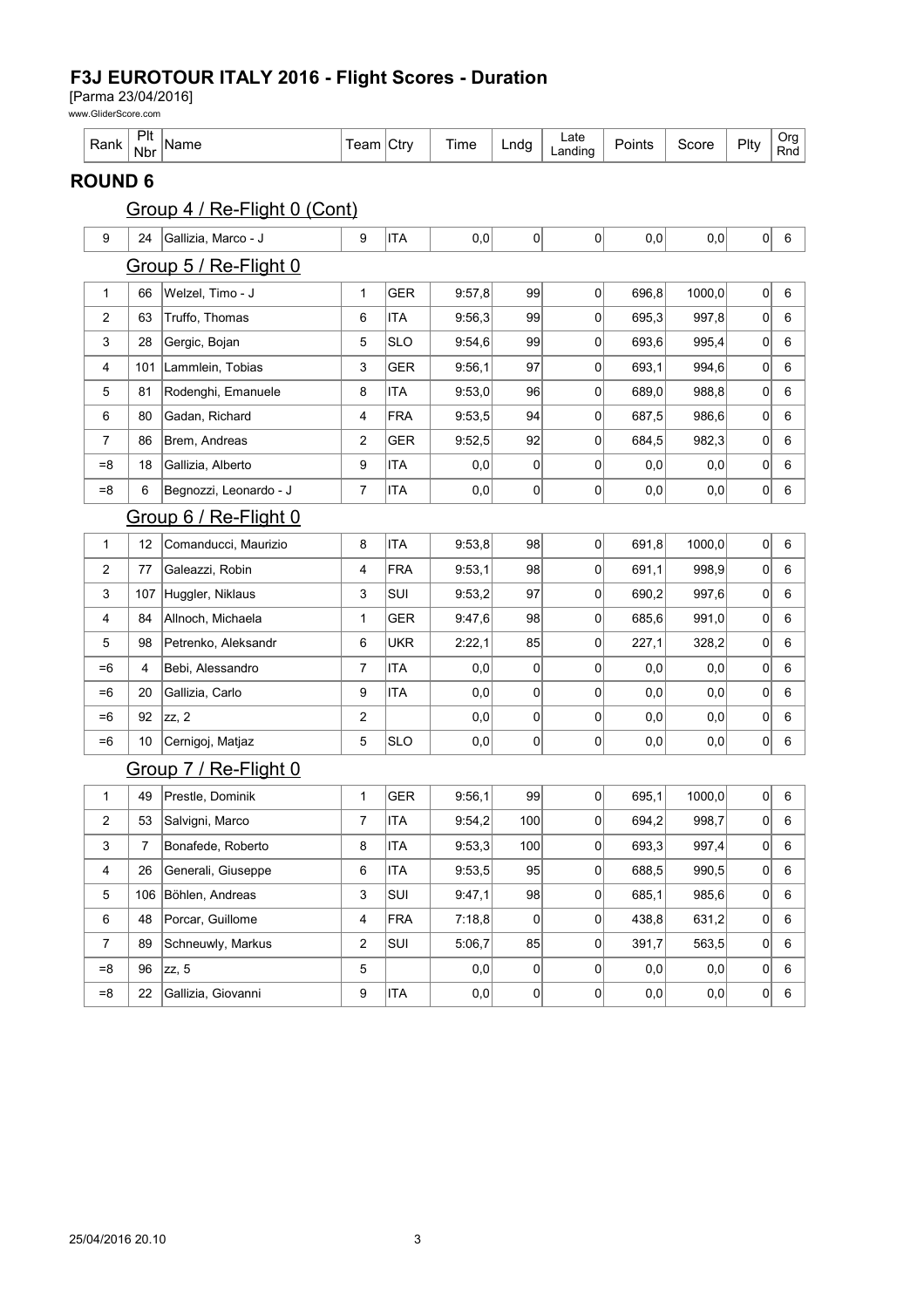# F3J EUROTOUR ITALY 2016 - Flight Scores - Duration

[Parma 23/04/2016]

www.GliderScore.com

| Rank | Plt Nbr | Name | Team | Ctry | Time | Lndg | Late Landing | Points | Score | Plty | Org Rnd |
|---|---|---|---|---|---|---|---|---|---|---|---|

## ROUND 6

### Group 4 / Re-Flight 0 (Cont)

| Rank | Plt Nbr | Name | Team | Ctry | Time | Lndg | Late Landing | Points | Score | Plty | Org Rnd |
|---|---|---|---|---|---|---|---|---|---|---|---|
| 9 | 24 | Gallizia, Marco - J | 9 | ITA | 0,0 | 0 | 0 | 0,0 | 0,0 | 0 | 6 |

### Group 5 / Re-Flight 0

| Rank | Plt Nbr | Name | Team | Ctry | Time | Lndg | Late Landing | Points | Score | Plty | Org Rnd |
|---|---|---|---|---|---|---|---|---|---|---|---|
| 1 | 66 | Welzel, Timo - J | 1 | GER | 9:57,8 | 99 | 0 | 696,8 | 1000,0 | 0 | 6 |
| 2 | 63 | Truffo, Thomas | 6 | ITA | 9:56,3 | 99 | 0 | 695,3 | 997,8 | 0 | 6 |
| 3 | 28 | Gergic, Bojan | 5 | SLO | 9:54,6 | 99 | 0 | 693,6 | 995,4 | 0 | 6 |
| 4 | 101 | Lammlein, Tobias | 3 | GER | 9:56,1 | 97 | 0 | 693,1 | 994,6 | 0 | 6 |
| 5 | 81 | Rodenghi, Emanuele | 8 | ITA | 9:53,0 | 96 | 0 | 689,0 | 988,8 | 0 | 6 |
| 6 | 80 | Gadan, Richard | 4 | FRA | 9:53,5 | 94 | 0 | 687,5 | 986,6 | 0 | 6 |
| 7 | 86 | Brem, Andreas | 2 | GER | 9:52,5 | 92 | 0 | 684,5 | 982,3 | 0 | 6 |
| =8 | 18 | Gallizia, Alberto | 9 | ITA | 0,0 | 0 | 0 | 0,0 | 0,0 | 0 | 6 |
| =8 | 6 | Begnozzi, Leonardo - J | 7 | ITA | 0,0 | 0 | 0 | 0,0 | 0,0 | 0 | 6 |

### Group 6 / Re-Flight 0

| Rank | Plt Nbr | Name | Team | Ctry | Time | Lndg | Late Landing | Points | Score | Plty | Org Rnd |
|---|---|---|---|---|---|---|---|---|---|---|---|
| 1 | 12 | Comanducci, Maurizio | 8 | ITA | 9:53,8 | 98 | 0 | 691,8 | 1000,0 | 0 | 6 |
| 2 | 77 | Galeazzi, Robin | 4 | FRA | 9:53,1 | 98 | 0 | 691,1 | 998,9 | 0 | 6 |
| 3 | 107 | Huggler, Niklaus | 3 | SUI | 9:53,2 | 97 | 0 | 690,2 | 997,6 | 0 | 6 |
| 4 | 84 | Allnoch, Michaela | 1 | GER | 9:47,6 | 98 | 0 | 685,6 | 991,0 | 0 | 6 |
| 5 | 98 | Petrenko, Aleksandr | 6 | UKR | 2:22,1 | 85 | 0 | 227,1 | 328,2 | 0 | 6 |
| =6 | 4 | Bebi, Alessandro | 7 | ITA | 0,0 | 0 | 0 | 0,0 | 0,0 | 0 | 6 |
| =6 | 20 | Gallizia, Carlo | 9 | ITA | 0,0 | 0 | 0 | 0,0 | 0,0 | 0 | 6 |
| =6 | 92 | zz, 2 | 2 | | 0,0 | 0 | 0 | 0,0 | 0,0 | 0 | 6 |
| =6 | 10 | Cernigoj, Matjaz | 5 | SLO | 0,0 | 0 | 0 | 0,0 | 0,0 | 0 | 6 |

### Group 7 / Re-Flight 0

| Rank | Plt Nbr | Name | Team | Ctry | Time | Lndg | Late Landing | Points | Score | Plty | Org Rnd |
|---|---|---|---|---|---|---|---|---|---|---|---|
| 1 | 49 | Prestle, Dominik | 1 | GER | 9:56,1 | 99 | 0 | 695,1 | 1000,0 | 0 | 6 |
| 2 | 53 | Salvigni, Marco | 7 | ITA | 9:54,2 | 100 | 0 | 694,2 | 998,7 | 0 | 6 |
| 3 | 7 | Bonafede, Roberto | 8 | ITA | 9:53,3 | 100 | 0 | 693,3 | 997,4 | 0 | 6 |
| 4 | 26 | Generali, Giuseppe | 6 | ITA | 9:53,5 | 95 | 0 | 688,5 | 990,5 | 0 | 6 |
| 5 | 106 | Böhlen, Andreas | 3 | SUI | 9:47,1 | 98 | 0 | 685,1 | 985,6 | 0 | 6 |
| 6 | 48 | Porcar, Guillome | 4 | FRA | 7:18,8 | 0 | 0 | 438,8 | 631,2 | 0 | 6 |
| 7 | 89 | Schneuwly, Markus | 2 | SUI | 5:06,7 | 85 | 0 | 391,7 | 563,5 | 0 | 6 |
| =8 | 96 | zz, 5 | 5 | | 0,0 | 0 | 0 | 0,0 | 0,0 | 0 | 6 |
| =8 | 22 | Gallizia, Giovanni | 9 | ITA | 0,0 | 0 | 0 | 0,0 | 0,0 | 0 | 6 |

25/04/2016 20.10